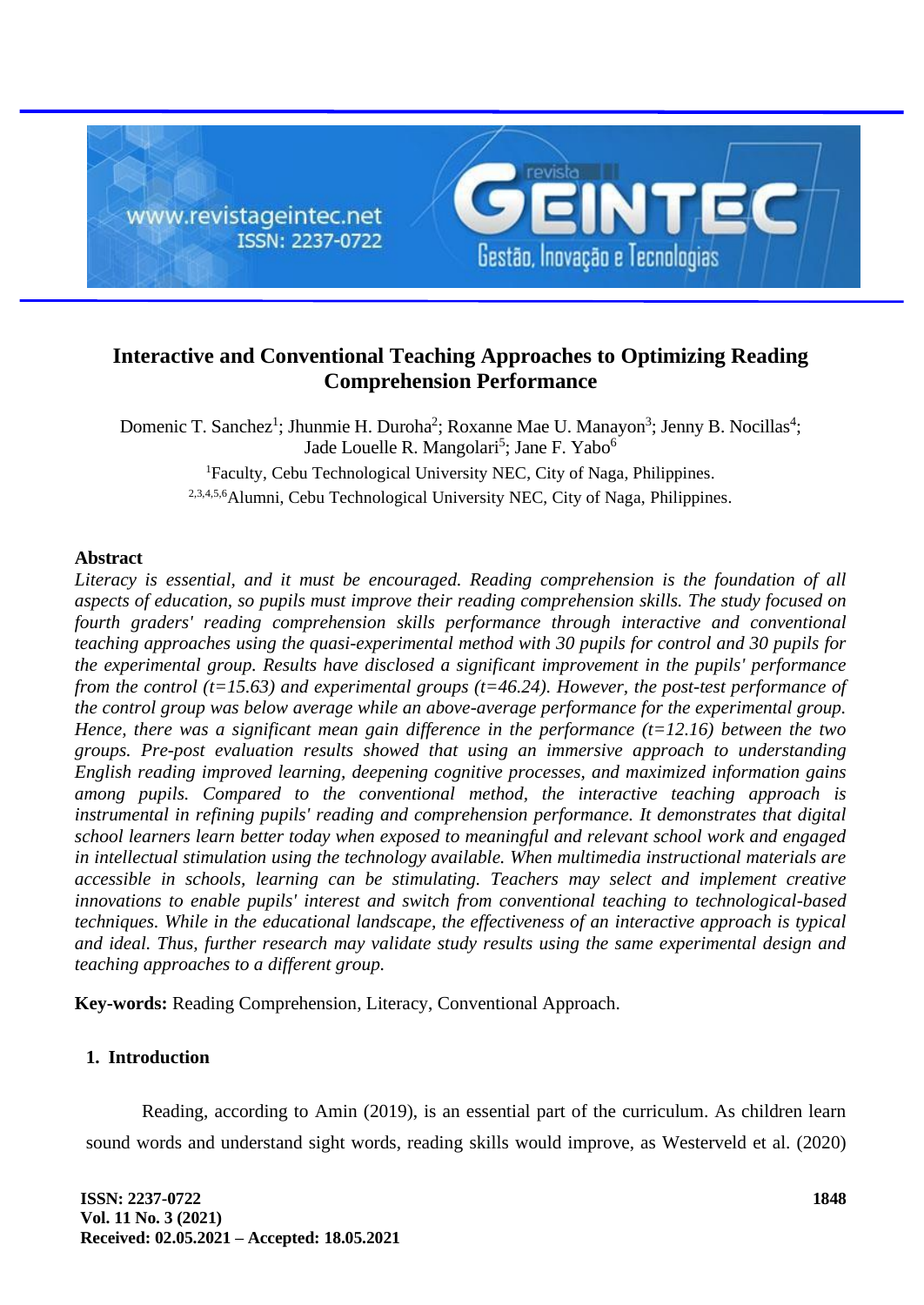# Interactive and Conventional Teaching Approaches to Optimizing Reading Comprehension Performance

Domenic T. Sanchez[1]; Jhunmie H. Duroha[2]; Roxanne Mae U. Manayon[3]; Jenny B. Nocillas[4]; Jade Louelle R. Mangolari[5]; Jane F. Yabo[6]

[1]Faculty, Cebu Technological University NEC, City of Naga, Philippines.

[2,3,4,5,6]Alumni, Cebu Technological University NEC, City of Naga, Philippines.

## Abstract

*Literacy is essential, and it must be encouraged. Reading comprehension is the foundation of all aspects of education, so pupils must improve their reading comprehension skills. The study focused on fourth graders' reading comprehension skills performance through interactive and conventional teaching approaches using the quasi-experimental method with 30 pupils for control and 30 pupils for the experimental group. Results have disclosed a significant improvement in the pupils' performance from the control ($t=15.63$) and experimental groups ($t=46.24$). However, the post-test performance of the control group was below average while an above-average performance for the experimental group. Hence, there was a significant mean gain difference in the performance ($t=12.16$) between the two groups. Pre-post evaluation results showed that using an immersive approach to understanding English reading improved learning, deepening cognitive processes, and maximized information gains among pupils. Compared to the conventional method, the interactive teaching approach is instrumental in refining pupils' reading and comprehension performance. It demonstrates that digital school learners learn better today when exposed to meaningful and relevant school work and engaged in intellectual stimulation using the technology available. When multimedia instructional materials are accessible in schools, learning can be stimulating. Teachers may select and implement creative innovations to enable pupils' interest and switch from conventional teaching to technological-based techniques. While in the educational landscape, the effectiveness of an interactive approach is typical and ideal. Thus, further research may validate study results using the same experimental design and teaching approaches to a different group.*

**Key-words:** Reading Comprehension, Literacy, Conventional Approach.

## 1. Introduction

Reading, according to Amin (2019), is an essential part of the curriculum. As children learn sound words and understand sight words, reading skills would improve, as Westerveld et al. (2020)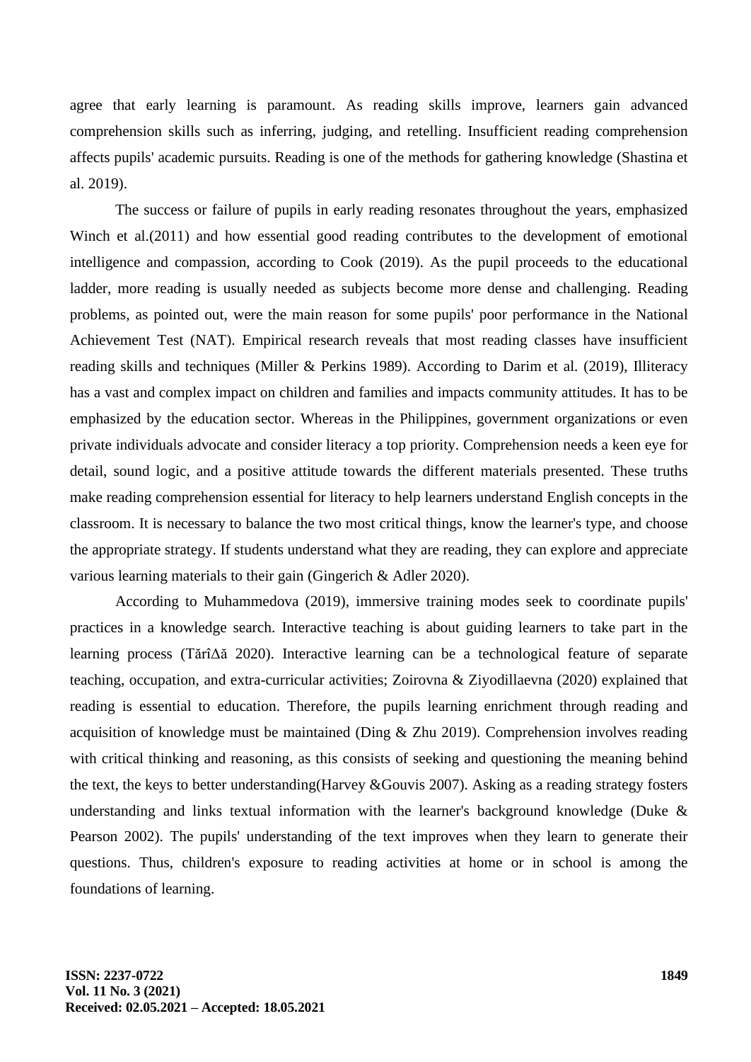agree that early learning is paramount. As reading skills improve, learners gain advanced comprehension skills such as inferring, judging, and retelling. Insufficient reading comprehension affects pupils' academic pursuits. Reading is one of the methods for gathering knowledge (Shastina et al. 2019).

The success or failure of pupils in early reading resonates throughout the years, emphasized Winch et al.(2011) and how essential good reading contributes to the development of emotional intelligence and compassion, according to Cook (2019). As the pupil proceeds to the educational ladder, more reading is usually needed as subjects become more dense and challenging. Reading problems, as pointed out, were the main reason for some pupils' poor performance in the National Achievement Test (NAT). Empirical research reveals that most reading classes have insufficient reading skills and techniques (Miller & Perkins 1989). According to Darim et al. (2019), Illiteracy has a vast and complex impact on children and families and impacts community attitudes. It has to be emphasized by the education sector. Whereas in the Philippines, government organizations or even private individuals advocate and consider literacy a top priority. Comprehension needs a keen eye for detail, sound logic, and a positive attitude towards the different materials presented. These truths make reading comprehension essential for literacy to help learners understand English concepts in the classroom. It is necessary to balance the two most critical things, know the learner's type, and choose the appropriate strategy. If students understand what they are reading, they can explore and appreciate various learning materials to their gain (Gingerich & Adler 2020).

According to Muhammedova (2019), immersive training modes seek to coordinate pupils' practices in a knowledge search. Interactive teaching is about guiding learners to take part in the learning process (TărîΔă 2020). Interactive learning can be a technological feature of separate teaching, occupation, and extra-curricular activities; Zoirovna & Ziyodillaevna (2020) explained that reading is essential to education. Therefore, the pupils learning enrichment through reading and acquisition of knowledge must be maintained (Ding & Zhu 2019). Comprehension involves reading with critical thinking and reasoning, as this consists of seeking and questioning the meaning behind the text, the keys to better understanding(Harvey &Gouvis 2007). Asking as a reading strategy fosters understanding and links textual information with the learner's background knowledge (Duke & Pearson 2002). The pupils' understanding of the text improves when they learn to generate their questions. Thus, children's exposure to reading activities at home or in school is among the foundations of learning.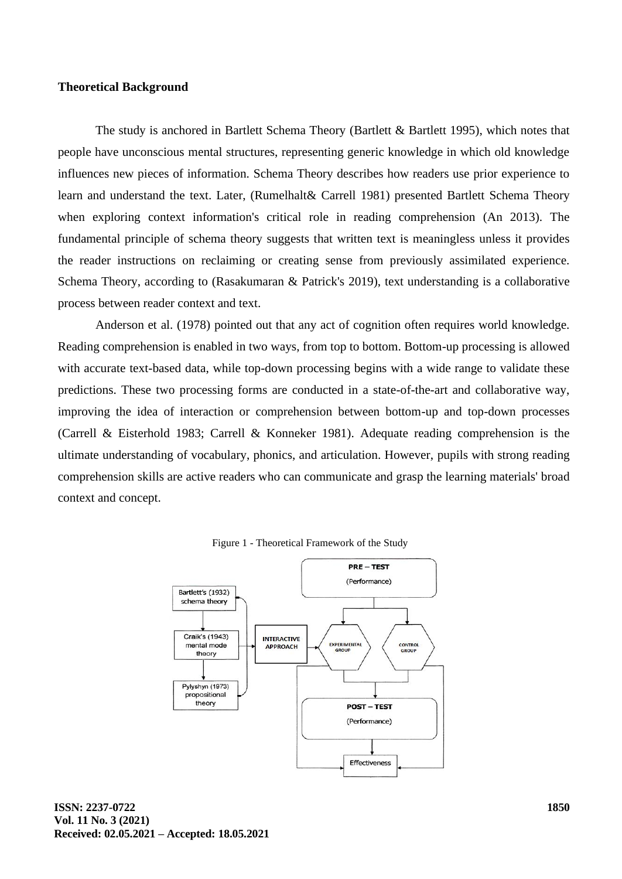**Theoretical Background**

The study is anchored in Bartlett Schema Theory (Bartlett & Bartlett 1995), which notes that people have unconscious mental structures, representing generic knowledge in which old knowledge influences new pieces of information. Schema Theory describes how readers use prior experience to learn and understand the text. Later, (Rumelhalt& Carrell 1981) presented Bartlett Schema Theory when exploring context information's critical role in reading comprehension (An 2013). The fundamental principle of schema theory suggests that written text is meaningless unless it provides the reader instructions on reclaiming or creating sense from previously assimilated experience. Schema Theory, according to (Rasakumaran & Patrick's 2019), text understanding is a collaborative process between reader context and text.

Anderson et al. (1978) pointed out that any act of cognition often requires world knowledge. Reading comprehension is enabled in two ways, from top to bottom. Bottom-up processing is allowed with accurate text-based data, while top-down processing begins with a wide range to validate these predictions. These two processing forms are conducted in a state-of-the-art and collaborative way, improving the idea of interaction or comprehension between bottom-up and top-down processes (Carrell & Eisterhold 1983; Carrell & Konneker 1981). Adequate reading comprehension is the ultimate understanding of vocabulary, phonics, and articulation. However, pupils with strong reading comprehension skills are active readers who can communicate and grasp the learning materials' broad context and concept.

Figure 1 - Theoretical Framework of the Study

Bartlett's (1932) schema theory → Craik's (1943) mental mode theory → Pylyshyn (1973) propositional theory → INTERACTIVE APPROACH → EXPERIMENTAL GROUP; PRE – TEST (Performance) → EXPERIMENTAL GROUP / CONTROL GROUP → POST – TEST (Performance) → Effectiveness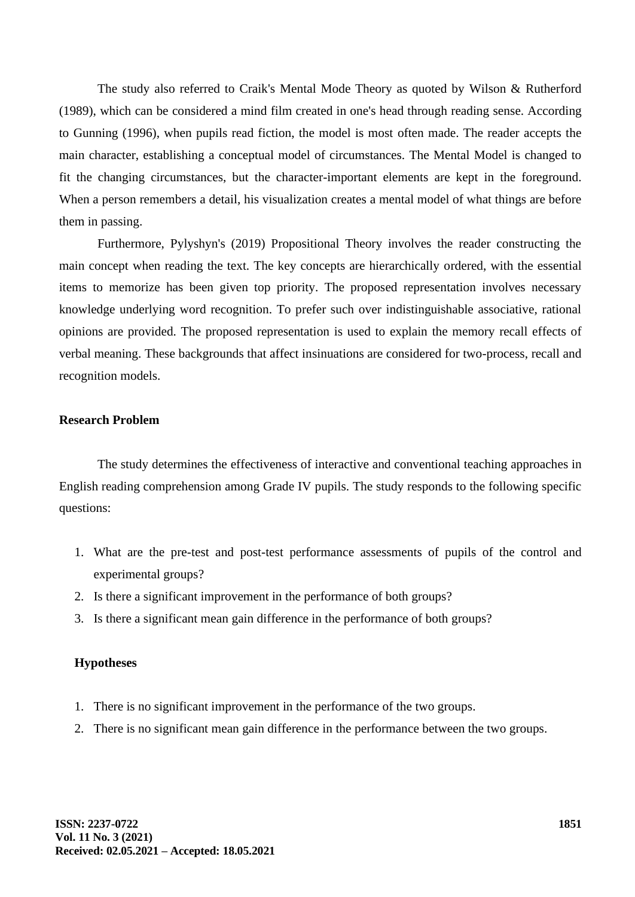The study also referred to Craik's Mental Mode Theory as quoted by Wilson & Rutherford (1989), which can be considered a mind film created in one's head through reading sense. According to Gunning (1996), when pupils read fiction, the model is most often made. The reader accepts the main character, establishing a conceptual model of circumstances. The Mental Model is changed to fit the changing circumstances, but the character-important elements are kept in the foreground. When a person remembers a detail, his visualization creates a mental model of what things are before them in passing.

Furthermore, Pylyshyn's (2019) Propositional Theory involves the reader constructing the main concept when reading the text. The key concepts are hierarchically ordered, with the essential items to memorize has been given top priority. The proposed representation involves necessary knowledge underlying word recognition. To prefer such over indistinguishable associative, rational opinions are provided. The proposed representation is used to explain the memory recall effects of verbal meaning. These backgrounds that affect insinuations are considered for two-process, recall and recognition models.

**Research Problem**

The study determines the effectiveness of interactive and conventional teaching approaches in English reading comprehension among Grade IV pupils. The study responds to the following specific questions:

1. What are the pre-test and post-test performance assessments of pupils of the control and experimental groups?
2. Is there a significant improvement in the performance of both groups?
3. Is there a significant mean gain difference in the performance of both groups?

**Hypotheses**

1. There is no significant improvement in the performance of the two groups.
2. There is no significant mean gain difference in the performance between the two groups.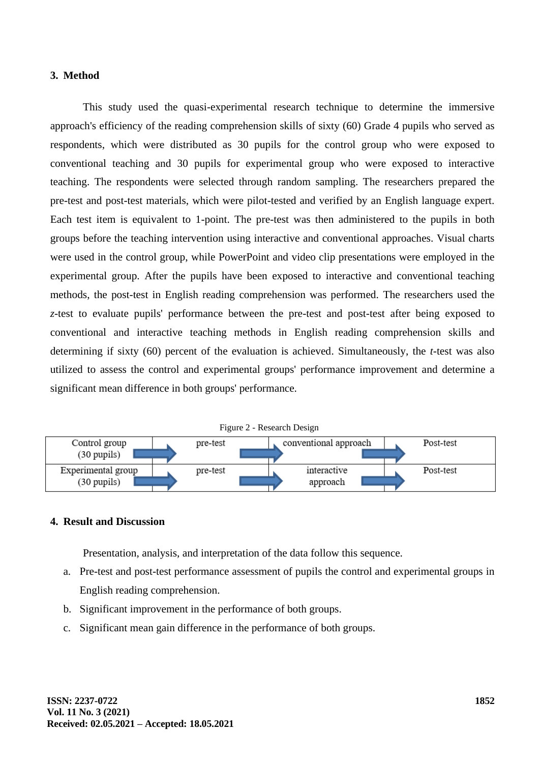## 3. Method

This study used the quasi-experimental research technique to determine the immersive approach's efficiency of the reading comprehension skills of sixty (60) Grade 4 pupils who served as respondents, which were distributed as 30 pupils for the control group who were exposed to conventional teaching and 30 pupils for experimental group who were exposed to interactive teaching. The respondents were selected through random sampling. The researchers prepared the pre-test and post-test materials, which were pilot-tested and verified by an English language expert. Each test item is equivalent to 1-point. The pre-test was then administered to the pupils in both groups before the teaching intervention using interactive and conventional approaches. Visual charts were used in the control group, while PowerPoint and video clip presentations were employed in the experimental group. After the pupils have been exposed to interactive and conventional teaching methods, the post-test in English reading comprehension was performed. The researchers used the *z*-test to evaluate pupils' performance between the pre-test and post-test after being exposed to conventional and interactive teaching methods in English reading comprehension skills and determining if sixty (60) percent of the evaluation is achieved. Simultaneously, the *t*-test was also utilized to assess the control and experimental groups' performance improvement and determine a significant mean difference in both groups' performance.

Figure 2 - Research Design

| | | | |
|---|---|---|---|
| Control group (30 pupils) → | pre-test → | conventional approach → | Post-test |
| Experimental group (30 pupils) → | pre-test → | interactive approach → | Post-test |

## 4. Result and Discussion

Presentation, analysis, and interpretation of the data follow this sequence.

a. Pre-test and post-test performance assessment of pupils the control and experimental groups in English reading comprehension.
b. Significant improvement in the performance of both groups.
c. Significant mean gain difference in the performance of both groups.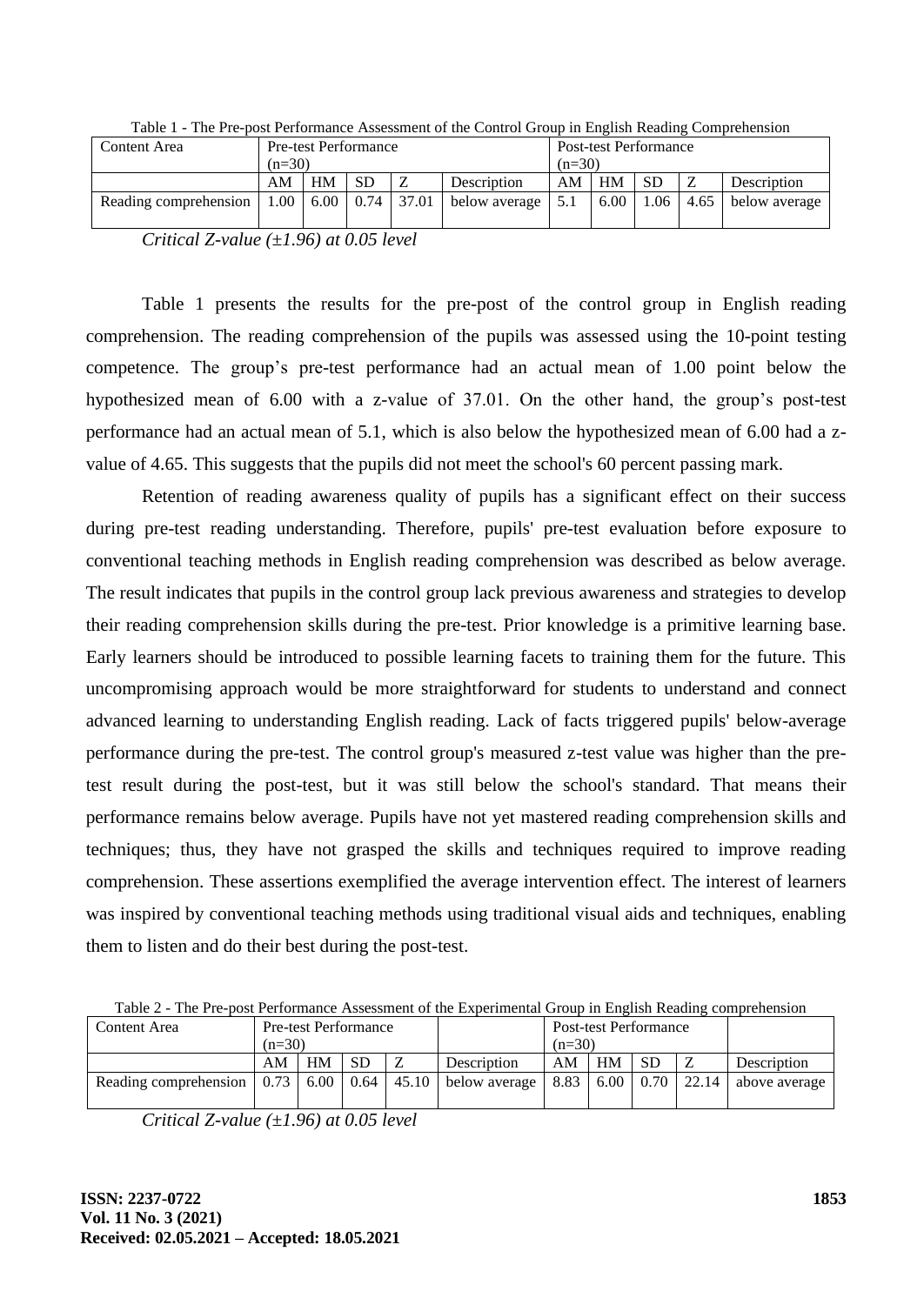Table 1 - The Pre-post Performance Assessment of the Control Group in English Reading Comprehension

| Content Area | Pre-test Performance (n=30) | | | | | Post-test Performance (n=30) | | | | |
|---|---|---|---|---|---|---|---|---|---|---|
| | AM | HM | SD | Z | Description | AM | HM | SD | Z | Description |
| Reading comprehension | 1.00 | 6.00 | 0.74 | 37.01 | below average | 5.1 | 6.00 | 1.06 | 4.65 | below average |

*Critical Z-value (±1.96) at 0.05 level*

Table 1 presents the results for the pre-post of the control group in English reading comprehension. The reading comprehension of the pupils was assessed using the 10-point testing competence. The group's pre-test performance had an actual mean of 1.00 point below the hypothesized mean of 6.00 with a z-value of 37.01. On the other hand, the group's post-test performance had an actual mean of 5.1, which is also below the hypothesized mean of 6.00 had a z-value of 4.65. This suggests that the pupils did not meet the school's 60 percent passing mark.

Retention of reading awareness quality of pupils has a significant effect on their success during pre-test reading understanding. Therefore, pupils' pre-test evaluation before exposure to conventional teaching methods in English reading comprehension was described as below average. The result indicates that pupils in the control group lack previous awareness and strategies to develop their reading comprehension skills during the pre-test. Prior knowledge is a primitive learning base. Early learners should be introduced to possible learning facets to training them for the future. This uncompromising approach would be more straightforward for students to understand and connect advanced learning to understanding English reading. Lack of facts triggered pupils' below-average performance during the pre-test. The control group's measured z-test value was higher than the pre-test result during the post-test, but it was still below the school's standard. That means their performance remains below average. Pupils have not yet mastered reading comprehension skills and techniques; thus, they have not grasped the skills and techniques required to improve reading comprehension. These assertions exemplified the average intervention effect. The interest of learners was inspired by conventional teaching methods using traditional visual aids and techniques, enabling them to listen and do their best during the post-test.

Table 2 - The Pre-post Performance Assessment of the Experimental Group in English Reading comprehension

| Content Area | Pre-test Performance (n=30) | | | | | Post-test Performance (n=30) | | | | |
|---|---|---|---|---|---|---|---|---|---|---|
| | AM | HM | SD | Z | Description | AM | HM | SD | Z | Description |
| Reading comprehension | 0.73 | 6.00 | 0.64 | 45.10 | below average | 8.83 | 6.00 | 0.70 | 22.14 | above average |

*Critical Z-value (±1.96) at 0.05 level*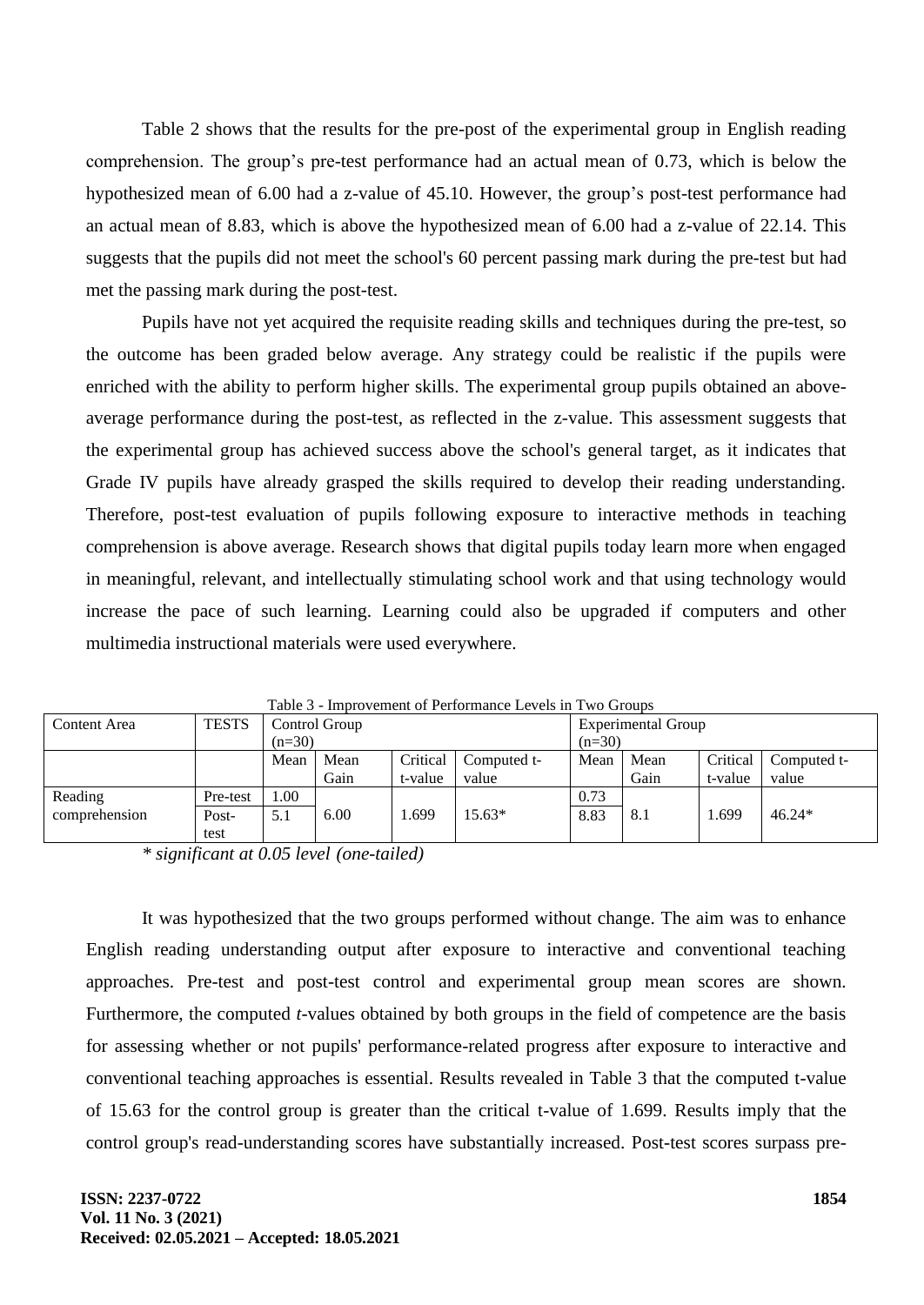Table 2 shows that the results for the pre-post of the experimental group in English reading comprehension. The group's pre-test performance had an actual mean of 0.73, which is below the hypothesized mean of 6.00 had a z-value of 45.10. However, the group's post-test performance had an actual mean of 8.83, which is above the hypothesized mean of 6.00 had a z-value of 22.14. This suggests that the pupils did not meet the school's 60 percent passing mark during the pre-test but had met the passing mark during the post-test.

Pupils have not yet acquired the requisite reading skills and techniques during the pre-test, so the outcome has been graded below average. Any strategy could be realistic if the pupils were enriched with the ability to perform higher skills. The experimental group pupils obtained an above-average performance during the post-test, as reflected in the z-value. This assessment suggests that the experimental group has achieved success above the school's general target, as it indicates that Grade IV pupils have already grasped the skills required to develop their reading understanding. Therefore, post-test evaluation of pupils following exposure to interactive methods in teaching comprehension is above average. Research shows that digital pupils today learn more when engaged in meaningful, relevant, and intellectually stimulating school work and that using technology would increase the pace of such learning. Learning could also be upgraded if computers and other multimedia instructional materials were used everywhere.

Table 3 - Improvement of Performance Levels in Two Groups

| Content Area | TESTS | Control Group (n=30) | | | | Experimental Group (n=30) | | | |
|---|---|---|---|---|---|---|---|---|---|
| | | Mean | Mean Gain | Critical t-value | Computed t-value | Mean | Mean Gain | Critical t-value | Computed t-value |
| Reading comprehension | Pre-test | 1.00 | 6.00 | 1.699 | 15.63* | 0.73 | 8.1 | 1.699 | 46.24* |
| | Post-test | 5.1 | | | | 8.83 | | | |

*\* significant at 0.05 level (one-tailed)*

It was hypothesized that the two groups performed without change. The aim was to enhance English reading understanding output after exposure to interactive and conventional teaching approaches. Pre-test and post-test control and experimental group mean scores are shown. Furthermore, the computed *t*-values obtained by both groups in the field of competence are the basis for assessing whether or not pupils' performance-related progress after exposure to interactive and conventional teaching approaches is essential. Results revealed in Table 3 that the computed t-value of 15.63 for the control group is greater than the critical t-value of 1.699. Results imply that the control group's read-understanding scores have substantially increased. Post-test scores surpass pre-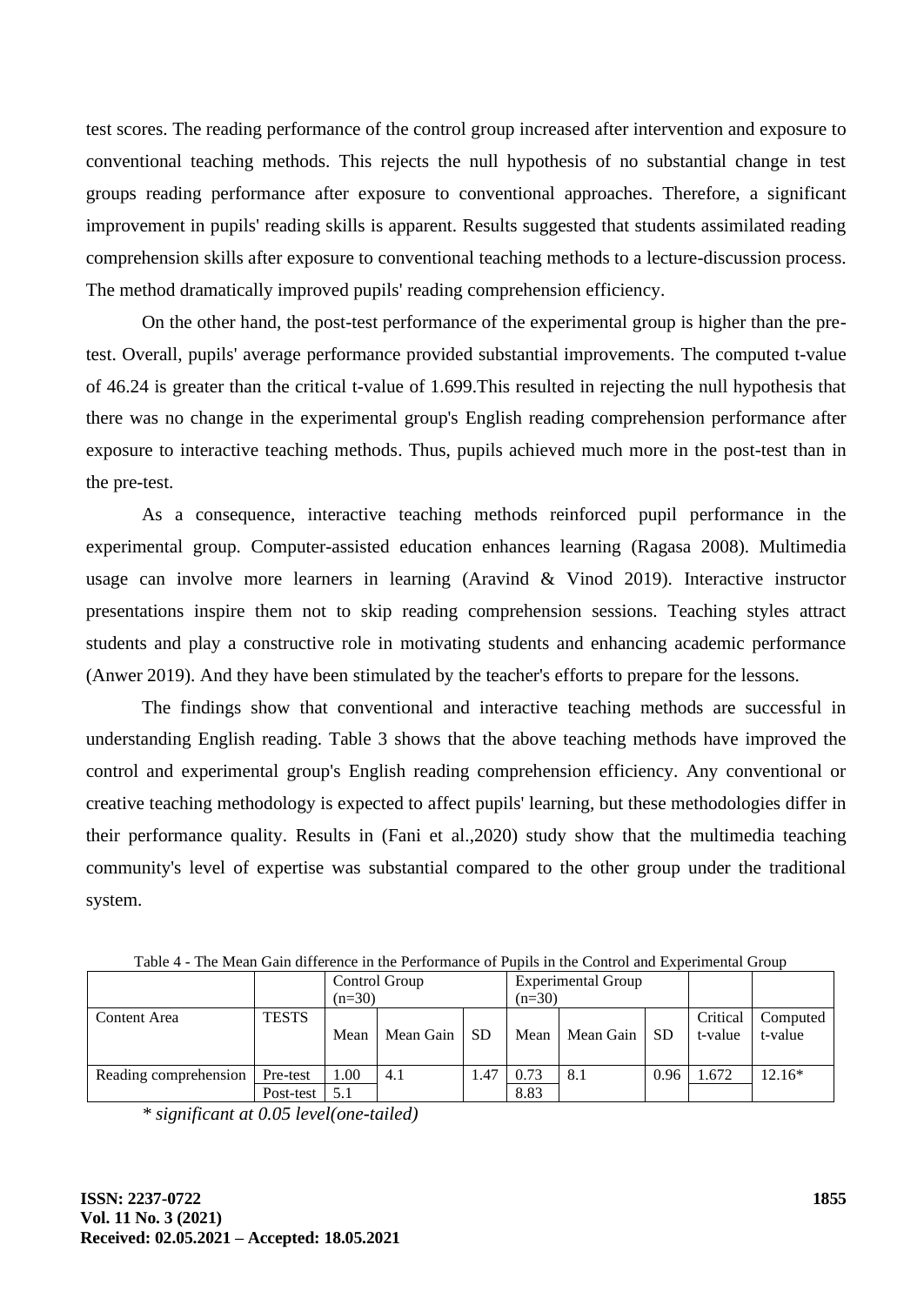test scores. The reading performance of the control group increased after intervention and exposure to conventional teaching methods. This rejects the null hypothesis of no substantial change in test groups reading performance after exposure to conventional approaches. Therefore, a significant improvement in pupils' reading skills is apparent. Results suggested that students assimilated reading comprehension skills after exposure to conventional teaching methods to a lecture-discussion process. The method dramatically improved pupils' reading comprehension efficiency.

On the other hand, the post-test performance of the experimental group is higher than the pre-test. Overall, pupils' average performance provided substantial improvements. The computed t-value of 46.24 is greater than the critical t-value of 1.699.This resulted in rejecting the null hypothesis that there was no change in the experimental group's English reading comprehension performance after exposure to interactive teaching methods. Thus, pupils achieved much more in the post-test than in the pre-test.

As a consequence, interactive teaching methods reinforced pupil performance in the experimental group. Computer-assisted education enhances learning (Ragasa 2008). Multimedia usage can involve more learners in learning (Aravind & Vinod 2019). Interactive instructor presentations inspire them not to skip reading comprehension sessions. Teaching styles attract students and play a constructive role in motivating students and enhancing academic performance (Anwer 2019). And they have been stimulated by the teacher's efforts to prepare for the lessons.

The findings show that conventional and interactive teaching methods are successful in understanding English reading. Table 3 shows that the above teaching methods have improved the control and experimental group's English reading comprehension efficiency. Any conventional or creative teaching methodology is expected to affect pupils' learning, but these methodologies differ in their performance quality. Results in (Fani et al.,2020) study show that the multimedia teaching community's level of expertise was substantial compared to the other group under the traditional system.

Table 4 - The Mean Gain difference in the Performance of Pupils in the Control and Experimental Group

| | | Control Group (n=30) | | | Experimental Group (n=30) | | | | |
|---|---|---|---|---|---|---|---|---|---|
| Content Area | TESTS | Mean | Mean Gain | SD | Mean | Mean Gain | SD | Critical t-value | Computed t-value |
| Reading comprehension | Pre-test | 1.00 | 4.1 | 1.47 | 0.73 | 8.1 | 0.96 | 1.672 | 12.16* |
| | Post-test | 5.1 | | | 8.83 | | | | |

*\* significant at 0.05 level(one-tailed)*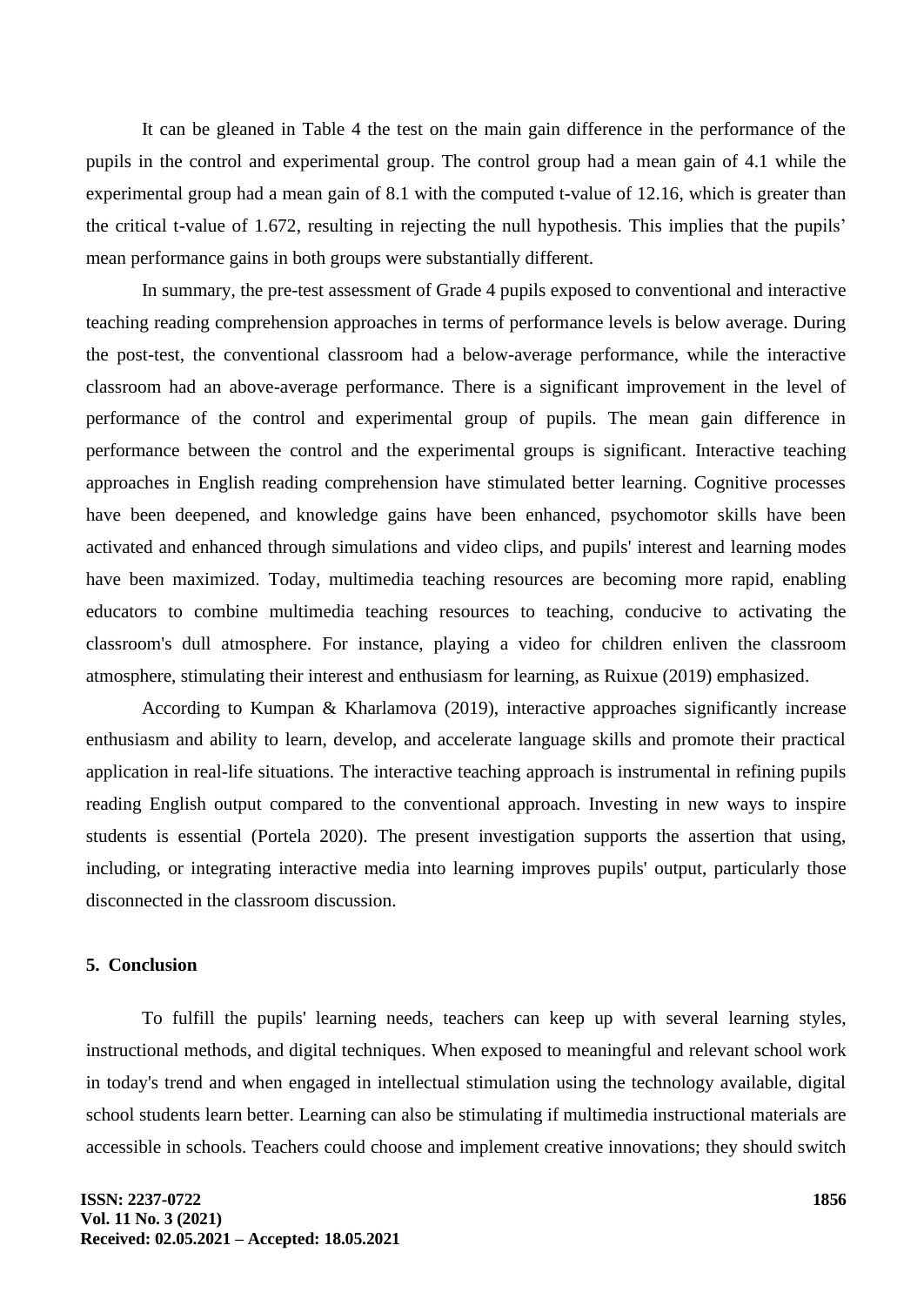It can be gleaned in Table 4 the test on the main gain difference in the performance of the pupils in the control and experimental group. The control group had a mean gain of 4.1 while the experimental group had a mean gain of 8.1 with the computed t-value of 12.16, which is greater than the critical t-value of 1.672, resulting in rejecting the null hypothesis. This implies that the pupils' mean performance gains in both groups were substantially different.

In summary, the pre-test assessment of Grade 4 pupils exposed to conventional and interactive teaching reading comprehension approaches in terms of performance levels is below average. During the post-test, the conventional classroom had a below-average performance, while the interactive classroom had an above-average performance. There is a significant improvement in the level of performance of the control and experimental group of pupils. The mean gain difference in performance between the control and the experimental groups is significant. Interactive teaching approaches in English reading comprehension have stimulated better learning. Cognitive processes have been deepened, and knowledge gains have been enhanced, psychomotor skills have been activated and enhanced through simulations and video clips, and pupils' interest and learning modes have been maximized. Today, multimedia teaching resources are becoming more rapid, enabling educators to combine multimedia teaching resources to teaching, conducive to activating the classroom's dull atmosphere. For instance, playing a video for children enliven the classroom atmosphere, stimulating their interest and enthusiasm for learning, as Ruixue (2019) emphasized.

According to Kumpan & Kharlamova (2019), interactive approaches significantly increase enthusiasm and ability to learn, develop, and accelerate language skills and promote their practical application in real-life situations. The interactive teaching approach is instrumental in refining pupils reading English output compared to the conventional approach. Investing in new ways to inspire students is essential (Portela 2020). The present investigation supports the assertion that using, including, or integrating interactive media into learning improves pupils' output, particularly those disconnected in the classroom discussion.

## 5. Conclusion

To fulfill the pupils' learning needs, teachers can keep up with several learning styles, instructional methods, and digital techniques. When exposed to meaningful and relevant school work in today's trend and when engaged in intellectual stimulation using the technology available, digital school students learn better. Learning can also be stimulating if multimedia instructional materials are accessible in schools. Teachers could choose and implement creative innovations; they should switch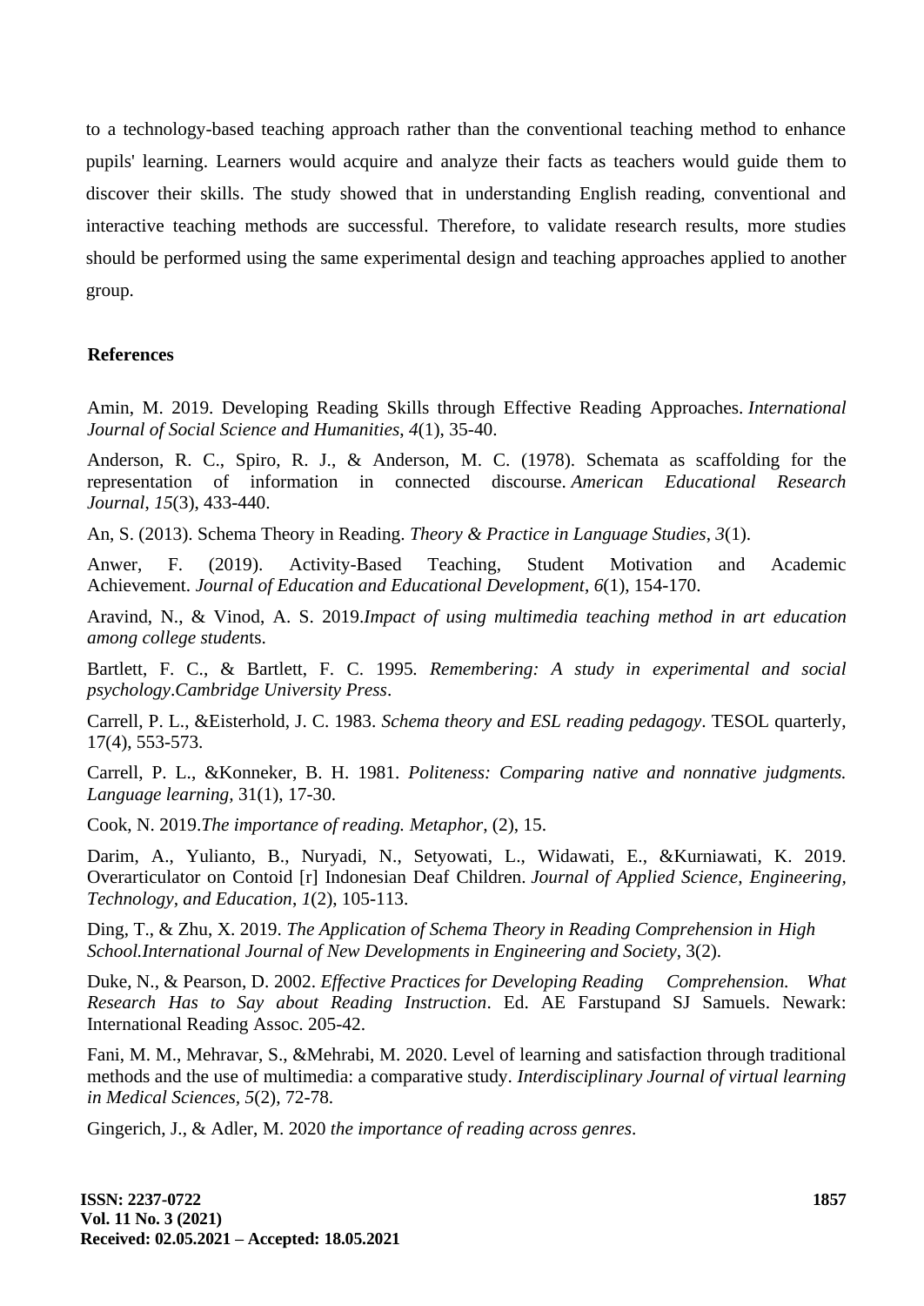to a technology-based teaching approach rather than the conventional teaching method to enhance pupils' learning. Learners would acquire and analyze their facts as teachers would guide them to discover their skills. The study showed that in understanding English reading, conventional and interactive teaching methods are successful. Therefore, to validate research results, more studies should be performed using the same experimental design and teaching approaches applied to another group.

## References

Amin, M. 2019. Developing Reading Skills through Effective Reading Approaches. *International Journal of Social Science and Humanities*, *4*(1), 35-40.

Anderson, R. C., Spiro, R. J., & Anderson, M. C. (1978). Schemata as scaffolding for the representation of information in connected discourse. *American Educational Research Journal*, *15*(3), 433-440.

An, S. (2013). Schema Theory in Reading. *Theory & Practice in Language Studies*, *3*(1).

Anwer, F. (2019). Activity-Based Teaching, Student Motivation and Academic Achievement. *Journal of Education and Educational Development*, *6*(1), 154-170.

Aravind, N., & Vinod, A. S. 2019.*Impact of using multimedia teaching method in art education among college studen*ts.

Bartlett, F. C., & Bartlett, F. C. 1995. *Remembering: A study in experimental and social psychology*.*Cambridge University Press*.

Carrell, P. L., &Eisterhold, J. C. 1983. *Schema theory and ESL reading pedagogy*. TESOL quarterly, 17(4), 553-573.

Carrell, P. L., &Konneker, B. H. 1981. *Politeness: Comparing native and nonnative judgments. Language learning*, 31(1), 17-30.

Cook, N. 2019.*The importance of reading. Metaphor*, (2), 15.

Darim, A., Yulianto, B., Nuryadi, N., Setyowati, L., Widawati, E., &Kurniawati, K. 2019. Overarticulator on Contoid [r] Indonesian Deaf Children. *Journal of Applied Science, Engineering, Technology, and Education*, *1*(2), 105-113.

Ding, T., & Zhu, X. 2019. *The Application of Schema Theory in Reading Comprehension in High School.International Journal of New Developments in Engineering and Society*, 3(2).

Duke, N., & Pearson, D. 2002. *Effective Practices for Developing Reading Comprehension. What Research Has to Say about Reading Instruction*. Ed. AE Farstupand SJ Samuels. Newark: International Reading Assoc. 205-42.

Fani, M. M., Mehravar, S., &Mehrabi, M. 2020. Level of learning and satisfaction through traditional methods and the use of multimedia: a comparative study. *Interdisciplinary Journal of virtual learning in Medical Sciences*, *5*(2), 72-78.

Gingerich, J., & Adler, M. 2020 *the importance of reading across genres*.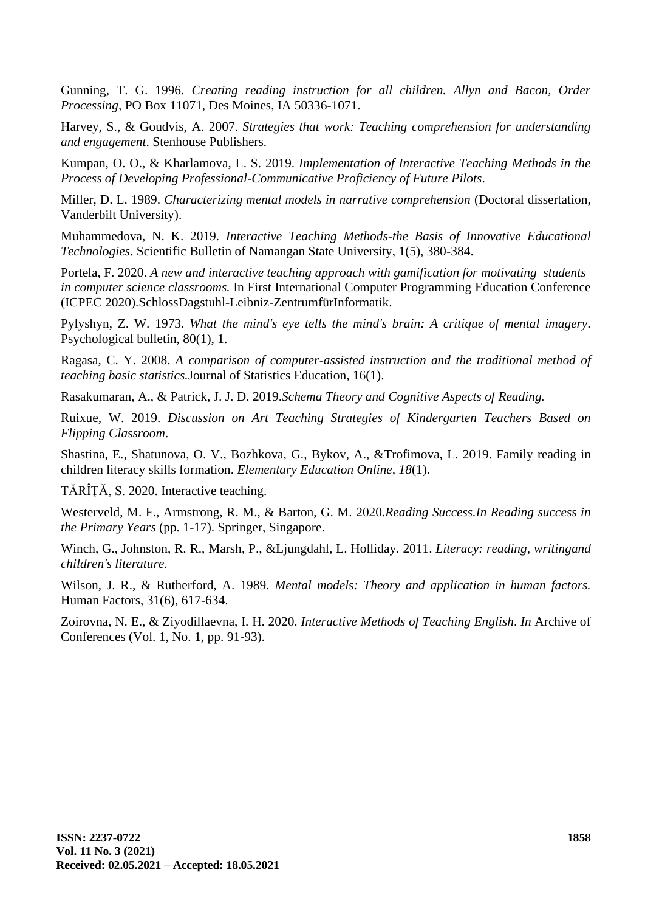Gunning, T. G. 1996. *Creating reading instruction for all children. Allyn and Bacon, Order Processing*, PO Box 11071, Des Moines, IA 50336-1071.

Harvey, S., & Goudvis, A. 2007. *Strategies that work: Teaching comprehension for understanding and engagement*. Stenhouse Publishers.

Kumpan, O. O., & Kharlamova, L. S. 2019. *Implementation of Interactive Teaching Methods in the Process of Developing Professional-Communicative Proficiency of Future Pilots*.

Miller, D. L. 1989. *Characterizing mental models in narrative comprehension* (Doctoral dissertation, Vanderbilt University).

Muhammedova, N. K. 2019. *Interactive Teaching Methods-the Basis of Innovative Educational Technologies*. Scientific Bulletin of Namangan State University, 1(5), 380-384.

Portela, F. 2020. *A new and interactive teaching approach with gamification for motivating students in computer science classrooms.* In First International Computer Programming Education Conference (ICPEC 2020).SchlossDagstuhl-Leibniz-ZentrumfürInformatik.

Pylyshyn, Z. W. 1973. *What the mind's eye tells the mind's brain: A critique of mental imagery*. Psychological bulletin, 80(1), 1.

Ragasa, C. Y. 2008. *A comparison of computer-assisted instruction and the traditional method of teaching basic statistics.*Journal of Statistics Education, 16(1).

Rasakumaran, A., & Patrick, J. J. D. 2019.*Schema Theory and Cognitive Aspects of Reading.*

Ruixue, W. 2019. *Discussion on Art Teaching Strategies of Kindergarten Teachers Based on Flipping Classroom*.

Shastina, E., Shatunova, O. V., Bozhkova, G., Bykov, A., &Trofimova, L. 2019. Family reading in children literacy skills formation. *Elementary Education Online, 18*(1).

TĂRÎȚĂ, S. 2020. Interactive teaching.

Westerveld, M. F., Armstrong, R. M., & Barton, G. M. 2020.*Reading Success.In Reading success in the Primary Years* (pp. 1-17). Springer, Singapore.

Winch, G., Johnston, R. R., Marsh, P., &Ljungdahl, L. Holliday. 2011. *Literacy: reading, writingand children's literature.*

Wilson, J. R., & Rutherford, A. 1989. *Mental models: Theory and application in human factors.* Human Factors, 31(6), 617-634.

Zoirovna, N. E., & Ziyodillaevna, I. H. 2020. *Interactive Methods of Teaching English*. *In* Archive of Conferences (Vol. 1, No. 1, pp. 91-93).